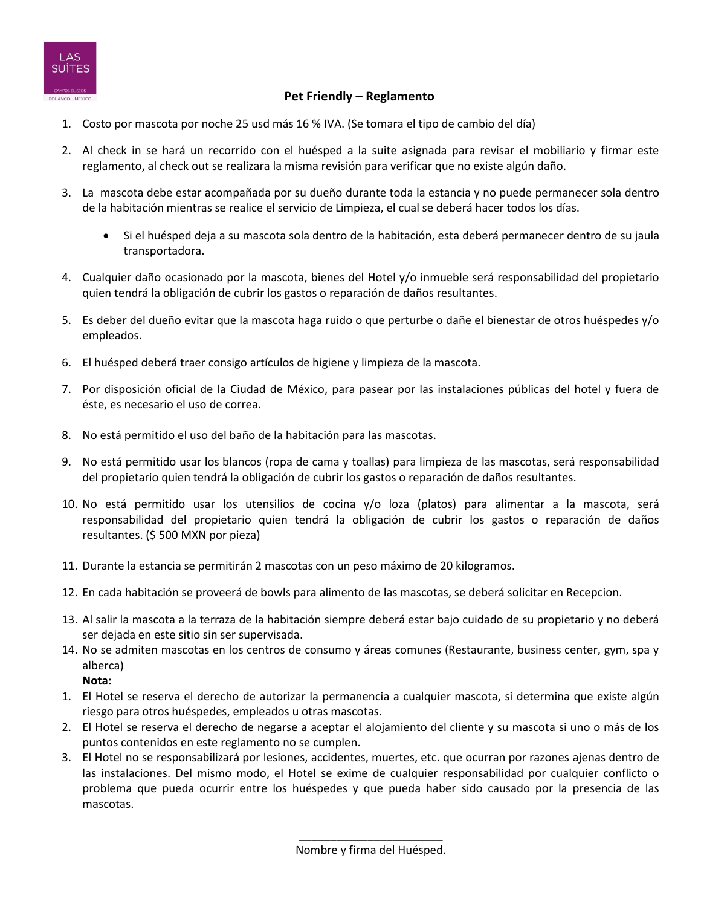LAS SUÍTES

CAMPOS ELISEOS

POLANCO • MEXICO

## Pet Friendly – Reglamento

1. Costo por mascota por noche 25 usd más 16 % IVA. (Se tomara el tipo de cambio del día)
2. Al check in se hará un recorrido con el huésped a la suite asignada para revisar el mobiliario y firmar este reglamento, al check out se realizara la misma revisión para verificar que no existe algún daño.
3. La mascota debe estar acompañada por su dueño durante toda la estancia y no puede permanecer sola dentro de la habitación mientras se realice el servicio de Limpieza, el cual se deberá hacer todos los días.
    - Si el huésped deja a su mascota sola dentro de la habitación, esta deberá permanecer dentro de su jaula transportadora.
4. Cualquier daño ocasionado por la mascota, bienes del Hotel y/o inmueble será responsabilidad del propietario quien tendrá la obligación de cubrir los gastos o reparación de daños resultantes.
5. Es deber del dueño evitar que la mascota haga ruido o que perturbe o dañe el bienestar de otros huéspedes y/o empleados.
6. El huésped deberá traer consigo artículos de higiene y limpieza de la mascota.
7. Por disposición oficial de la Ciudad de México, para pasear por las instalaciones públicas del hotel y fuera de éste, es necesario el uso de correa.
8. No está permitido el uso del baño de la habitación para las mascotas.
9. No está permitido usar los blancos (ropa de cama y toallas) para limpieza de las mascotas, será responsabilidad del propietario quien tendrá la obligación de cubrir los gastos o reparación de daños resultantes.
10. No está permitido usar los utensilios de cocina y/o loza (platos) para alimentar a la mascota, será responsabilidad del propietario quien tendrá la obligación de cubrir los gastos o reparación de daños resultantes. ($ 500 MXN por pieza)
11. Durante la estancia se permitirán 2 mascotas con un peso máximo de 20 kilogramos.
12. En cada habitación se proveerá de bowls para alimento de las mascotas, se deberá solicitar en Recepcion.
13. Al salir la mascota a la terraza de la habitación siempre deberá estar bajo cuidado de su propietario y no deberá ser dejada en este sitio sin ser supervisada.
14. No se admiten mascotas en los centros de consumo y áreas comunes (Restaurante, business center, gym, spa y alberca)

**Nota:**

1. El Hotel se reserva el derecho de autorizar la permanencia a cualquier mascota, si determina que existe algún riesgo para otros huéspedes, empleados u otras mascotas.
2. El Hotel se reserva el derecho de negarse a aceptar el alojamiento del cliente y su mascota si uno o más de los puntos contenidos en este reglamento no se cumplen.
3. El Hotel no se responsabilizará por lesiones, accidentes, muertes, etc. que ocurran por razones ajenas dentro de las instalaciones. Del mismo modo, el Hotel se exime de cualquier responsabilidad por cualquier conflicto o problema que pueda ocurrir entre los huéspedes y que pueda haber sido causado por la presencia de las mascotas.

\_\_\_\_\_\_\_\_\_\_\_\_\_\_\_\_\_\_\_\_\_\_\_\_

Nombre y firma del Huésped.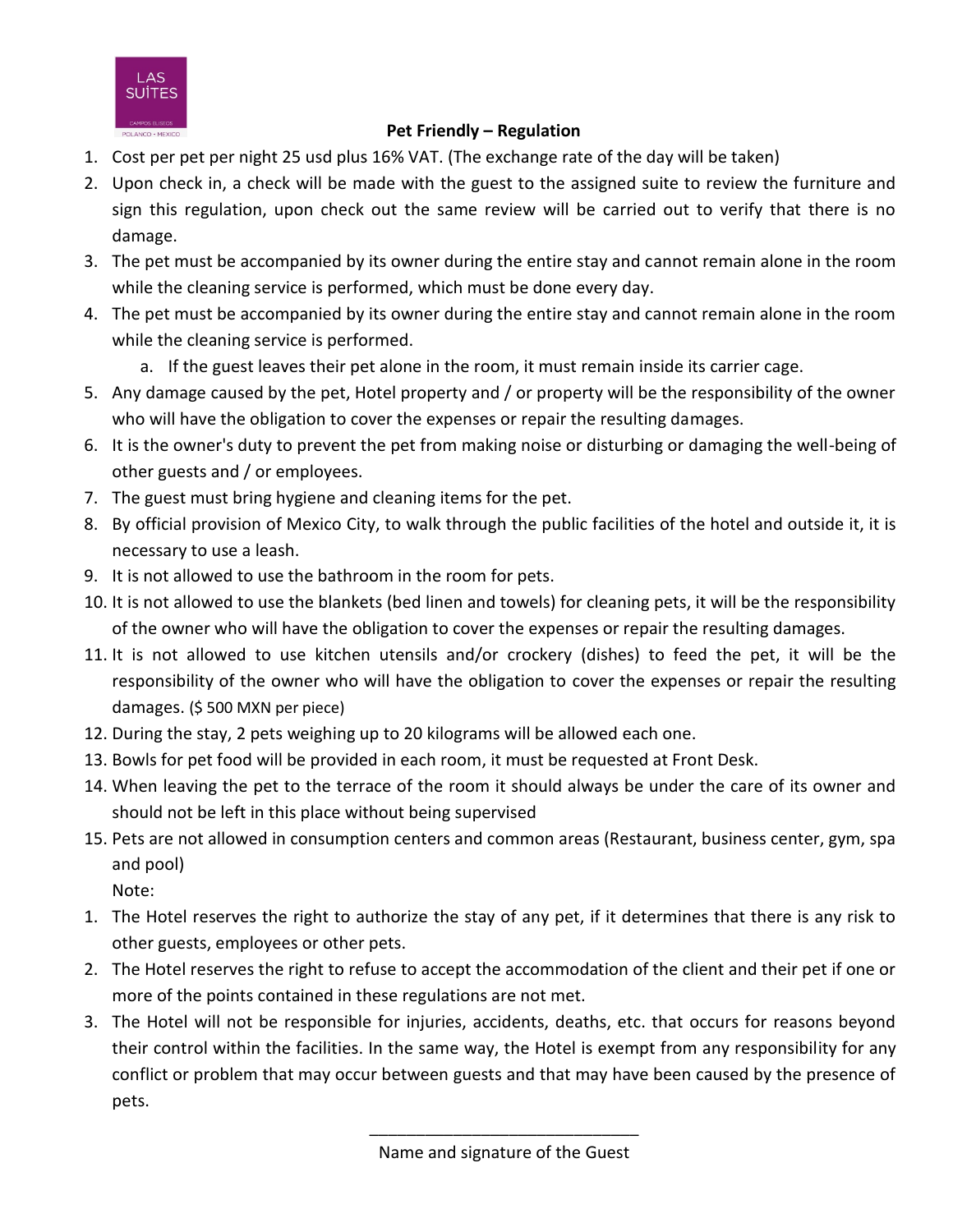LAS SUITES

CAMPOS ELISEOS

POLANCO • MEXICO

**Pet Friendly – Regulation**

1. Cost per pet per night 25 usd plus 16% VAT. (The exchange rate of the day will be taken)
2. Upon check in, a check will be made with the guest to the assigned suite to review the furniture and sign this regulation, upon check out the same review will be carried out to verify that there is no damage.
3. The pet must be accompanied by its owner during the entire stay and cannot remain alone in the room while the cleaning service is performed, which must be done every day.
4. The pet must be accompanied by its owner during the entire stay and cannot remain alone in the room while the cleaning service is performed.
    a. If the guest leaves their pet alone in the room, it must remain inside its carrier cage.
5. Any damage caused by the pet, Hotel property and / or property will be the responsibility of the owner who will have the obligation to cover the expenses or repair the resulting damages.
6. It is the owner's duty to prevent the pet from making noise or disturbing or damaging the well-being of other guests and / or employees.
7. The guest must bring hygiene and cleaning items for the pet.
8. By official provision of Mexico City, to walk through the public facilities of the hotel and outside it, it is necessary to use a leash.
9. It is not allowed to use the bathroom in the room for pets.
10. It is not allowed to use the blankets (bed linen and towels) for cleaning pets, it will be the responsibility of the owner who will have the obligation to cover the expenses or repair the resulting damages.
11. It is not allowed to use kitchen utensils and/or crockery (dishes) to feed the pet, it will be the responsibility of the owner who will have the obligation to cover the expenses or repair the resulting damages. ($ 500 MXN per piece)
12. During the stay, 2 pets weighing up to 20 kilograms will be allowed each one.
13. Bowls for pet food will be provided in each room, it must be requested at Front Desk.
14. When leaving the pet to the terrace of the room it should always be under the care of its owner and should not be left in this place without being supervised
15. Pets are not allowed in consumption centers and common areas (Restaurant, business center, gym, spa and pool)

Note:

1. The Hotel reserves the right to authorize the stay of any pet, if it determines that there is any risk to other guests, employees or other pets.
2. The Hotel reserves the right to refuse to accept the accommodation of the client and their pet if one or more of the points contained in these regulations are not met.
3. The Hotel will not be responsible for injuries, accidents, deaths, etc. that occurs for reasons beyond their control within the facilities. In the same way, the Hotel is exempt from any responsibility for any conflict or problem that may occur between guests and that may have been caused by the presence of pets.

\_\_\_\_\_\_\_\_\_\_\_\_\_\_\_\_\_\_\_\_\_\_\_\_\_\_\_\_\_\_

Name and signature of the Guest